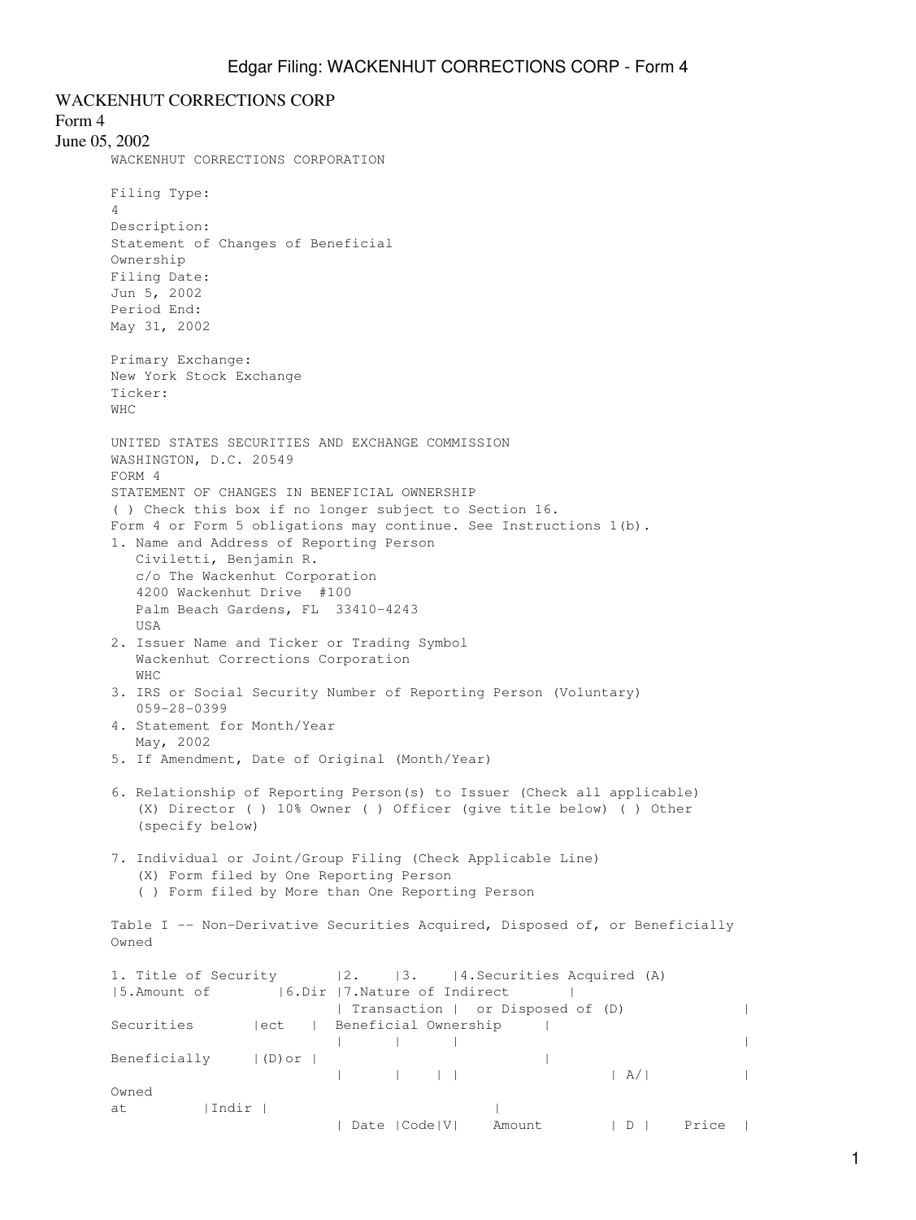WACKENHUT CORRECTIONS CORP

Form 4

June 05, 2002

WACKENHUT CORRECTIONS CORPORATION

Filing Type:
4

Description:
Statement of Changes of Beneficial Ownership

Filing Date:
Jun 5, 2002

Period End:
May 31, 2002

Primary Exchange:
New York Stock Exchange

Ticker:
WHC

UNITED STATES SECURITIES AND EXCHANGE COMMISSION
WASHINGTON, D.C. 20549
FORM 4
STATEMENT OF CHANGES IN BENEFICIAL OWNERSHIP

( ) Check this box if no longer subject to Section 16. Form 4 or Form 5 obligations may continue. See Instructions 1(b).

1. Name and Address of Reporting Person
   Civiletti, Benjamin R.
   c/o The Wackenhut Corporation
   4200 Wackenhut Drive #100
   Palm Beach Gardens, FL 33410-4243
   USA
2. Issuer Name and Ticker or Trading Symbol
   Wackenhut Corrections Corporation
   WHC
3. IRS or Social Security Number of Reporting Person (Voluntary)
   059-28-0399
4. Statement for Month/Year
   May, 2002
5. If Amendment, Date of Original (Month/Year)

6. Relationship of Reporting Person(s) to Issuer (Check all applicable)
   (X) Director ( ) 10% Owner ( ) Officer (give title below) ( ) Other (specify below)

7. Individual or Joint/Group Filing (Check Applicable Line)
   (X) Form filed by One Reporting Person
   ( ) Form filed by More than One Reporting Person

Table I -- Non-Derivative Securities Acquired, Disposed of, or Beneficially Owned

| 1. Title of Security | 2. Transaction Date | 3. Transaction Code | V | 4. Securities Acquired (A) or Disposed of (D) Amount | A/D | Price | 5. Amount of Securities Beneficially Owned at | 6. Direct (D) or Indirect | 7. Nature of Indirect Beneficial Ownership |
|---|---|---|---|---|---|---|---|---|---|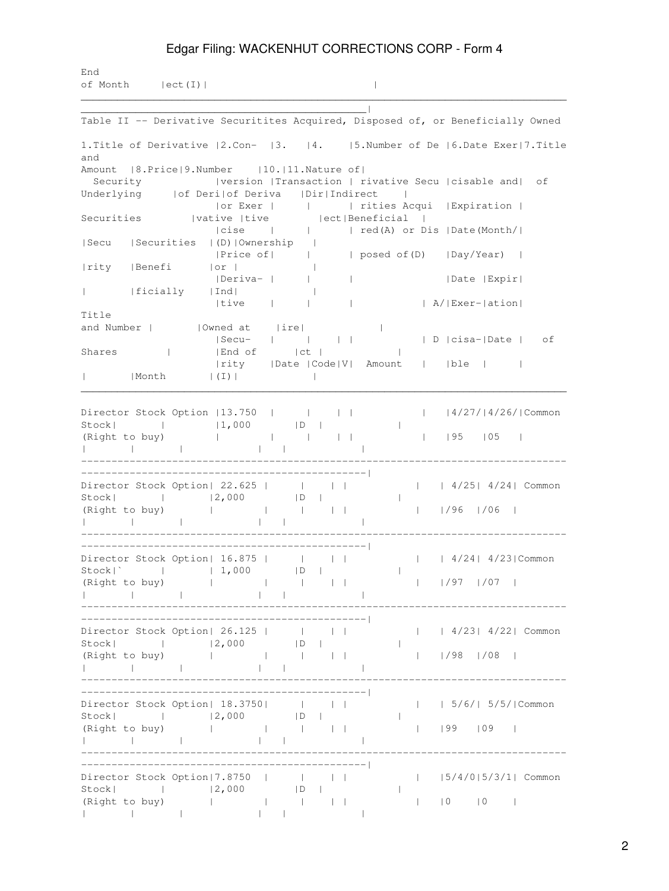End of Month |ect(I)|

## Table II -- Derivative Securitites Acquired, Disposed of, or Beneficially Owned

| 1.Title of Derivative Security | 2.Conversion or Exercise Price of Derivative Security | 3. Transaction Date | 4. Transaction Code | | 5.Number of Derivative Securities Acquired(A) or Disposed of(D) | | 6.Date Exercisable and Expiration Date (Month/Day/Year) | | 7.Title and Amount of Underlying Securities | | 8.Price of Derivative Security | 9.Number of Derivative Securities Beneficially Owned at End of Month | 10.Dir or Indirect (I) | 11.Nature of Indirect Beneficial Ownership |
|---|---|---|---|---|---|---|---|---|---|---|---|---|---|---|
| | | | Code | V | Amount | A/D | Date Exercisable | Expiration Date | Title | Amount or Number of Shares | | | | |
| Director Stock Option (Right to buy) | 13.750 | | | | | | 4/27/95 | 4/26/05 | Common Stock | | | 1,000 | D | |
| Director Stock Option (Right to buy) | 22.625 | | | | | | 4/25/96 | 4/24/06 | Common Stock | | | 2,000 | D | |
| Director Stock Option (Right to buy) | 16.875 | | | | | | 4/24/97 | 4/23/07 | Common Stock` | | | 1,000 | D | |
| Director Stock Option (Right to buy) | 26.125 | | | | | | 4/23/98 | 4/22/08 | Common Stock | | | 2,000 | D | |
| Director Stock Option (Right to buy) | 18.3750 | | | | | | 5/6/99 | 5/5/09 | Common Stock | | | 2,000 | D | |
| Director Stock Option (Right to buy) | 7.8750 | | | | | | 5/4/00 | 5/3/10 | Common Stock | | | 2,000 | D | |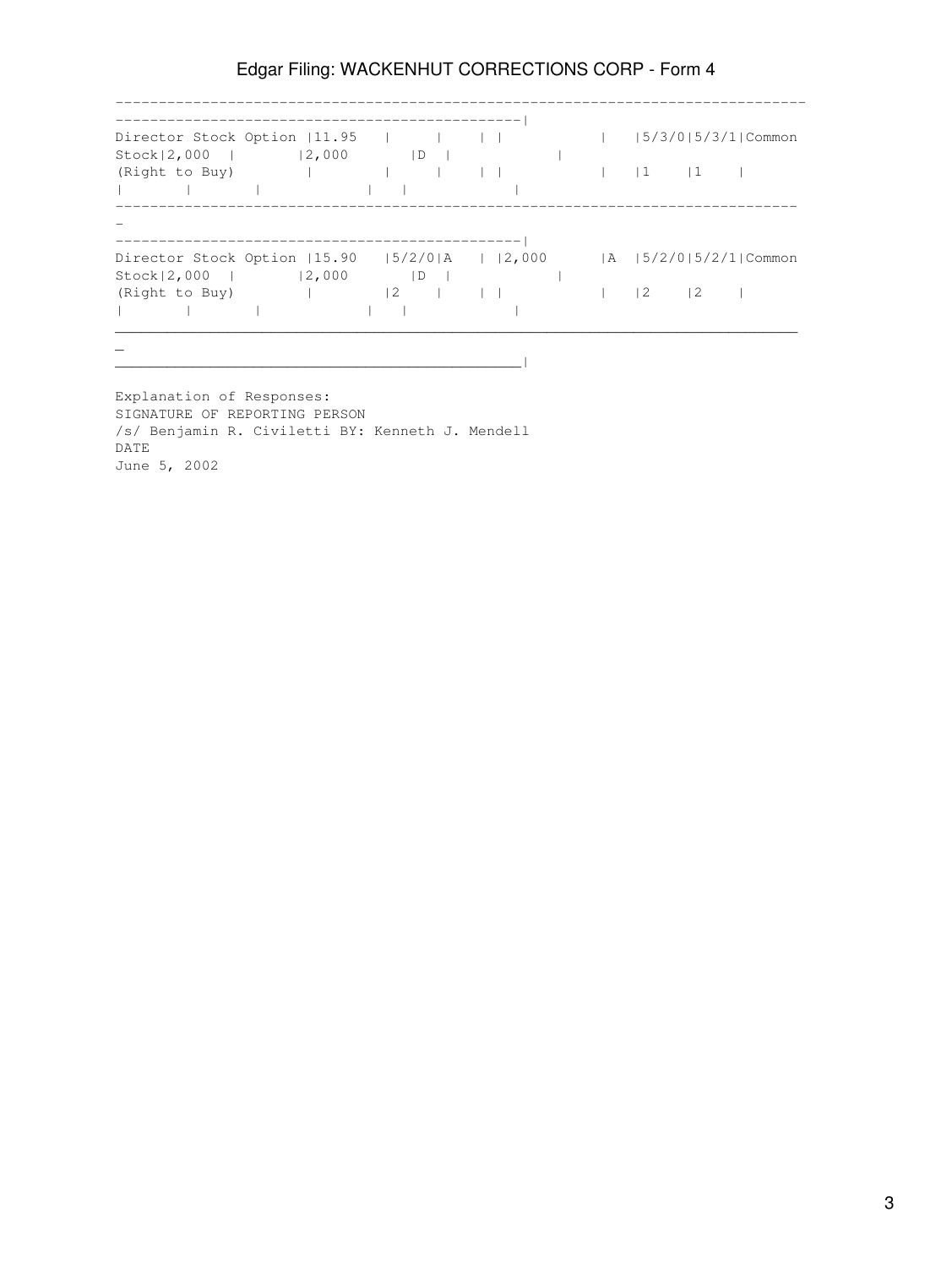```
--------------------------------------------------------------------------------
-----------------------------------------------|
Director Stock Option |11.95   |      |    | |            |   |5/3/0|5/3/1|Common
Stock|2,000  |        |2,000        |D  |                |
(Right to Buy)         |          |      |    | |            |   |1     |1     |
|        |        |              |    |              |
--------------------------------------------------------------------------------
-
-----------------------------------------------|
Director Stock Option |15.90   |5/2/0|A   | |2,000       |A  |5/2/0|5/2/1|Common
Stock|2,000  |        |2,000        |D  |                |
(Right to Buy)         |         |2     |     | |            |   |2     |2     |
|        |        |              |    |              |
________________________________________________________________________________
_
_______________________________________________|
```

Explanation of Responses:

SIGNATURE OF REPORTING PERSON

/s/ Benjamin R. Civiletti BY: Kenneth J. Mendell

DATE

June 5, 2002